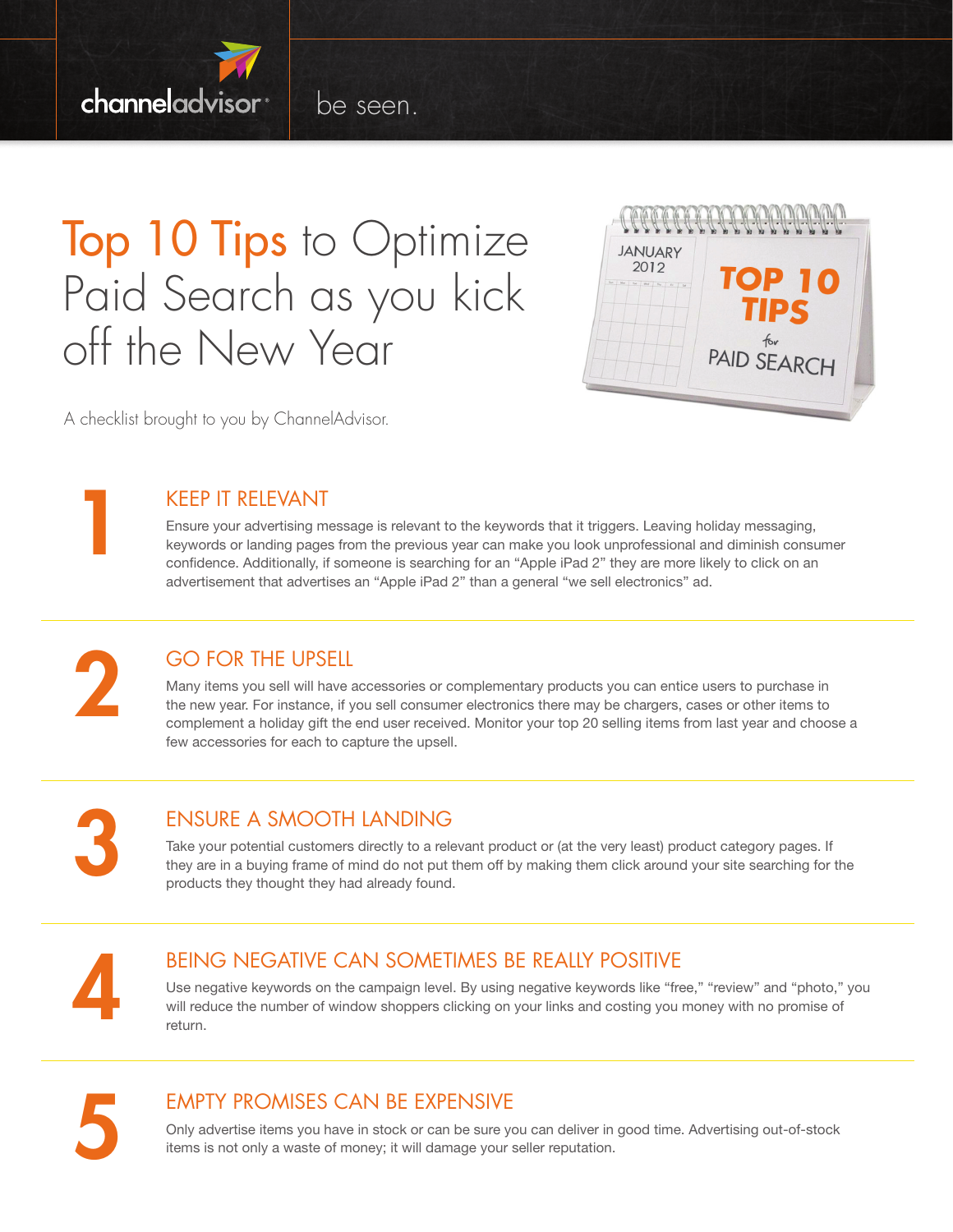channeladvisor · be seen.

# Top 10 Tips to Optimize Paid Search as you kick off the New Year

A checklist brought to you by ChannelAdvisor.

## 1 KEEP IT RELEVANT

Ensure your advertising message is relevant to the keywords that it triggers. Leaving holiday messaging, keywords or landing pages from the previous year can make you look unprofessional and diminish consumer confidence. Additionally, if someone is searching for an "Apple iPad 2" they are more likely to click on an advertisement that advertises an "Apple iPad 2" than a general "we sell electronics" ad.

## 2 GO FOR THE UPSELL

Many items you sell will have accessories or complementary products you can entice users to purchase in the new year. For instance, if you sell consumer electronics there may be chargers, cases or other items to complement a holiday gift the end user received. Monitor your top 20 selling items from last year and choose a few accessories for each to capture the upsell.

## 3 ENSURE A SMOOTH LANDING

Take your potential customers directly to a relevant product or (at the very least) product category pages. If they are in a buying frame of mind do not put them off by making them click around your site searching for the products they thought they had already found.

## 4 BEING NEGATIVE CAN SOMETIMES BE REALLY POSITIVE

Use negative keywords on the campaign level. By using negative keywords like "free," "review" and "photo," you will reduce the number of window shoppers clicking on your links and costing you money with no promise of return.

## 5 EMPTY PROMISES CAN BE EXPENSIVE

Only advertise items you have in stock or can be sure you can deliver in good time. Advertising out-of-stock items is not only a waste of money; it will damage your seller reputation.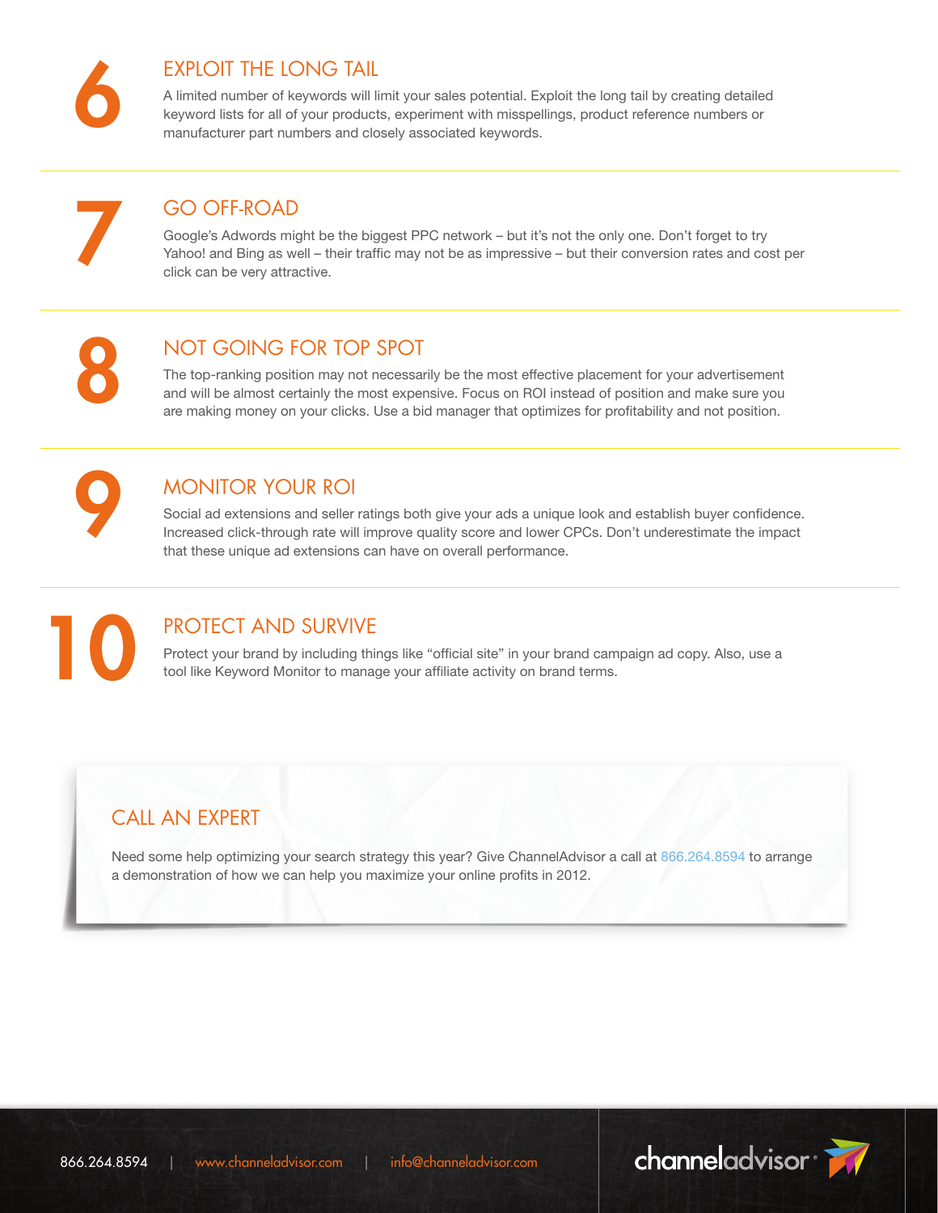## 6 EXPLOIT THE LONG TAIL

A limited number of keywords will limit your sales potential. Exploit the long tail by creating detailed keyword lists for all of your products, experiment with misspellings, product reference numbers or manufacturer part numbers and closely associated keywords.

## 7 GO OFF-ROAD

Google's Adwords might be the biggest PPC network – but it's not the only one. Don't forget to try Yahoo! and Bing as well – their traffic may not be as impressive – but their conversion rates and cost per click can be very attractive.

## 8 NOT GOING FOR TOP SPOT

The top-ranking position may not necessarily be the most effective placement for your advertisement and will be almost certainly the most expensive. Focus on ROI instead of position and make sure you are making money on your clicks. Use a bid manager that optimizes for profitability and not position.

## 9 MONITOR YOUR ROI

Social ad extensions and seller ratings both give your ads a unique look and establish buyer confidence. Increased click-through rate will improve quality score and lower CPCs. Don't underestimate the impact that these unique ad extensions can have on overall performance.

## 10 PROTECT AND SURVIVE

Protect your brand by including things like "official site" in your brand campaign ad copy. Also, use a tool like Keyword Monitor to manage your affiliate activity on brand terms.

## CALL AN EXPERT

Need some help optimizing your search strategy this year? Give ChannelAdvisor a call at 866.264.8594 to arrange a demonstration of how we can help you maximize your online profits in 2012.

866.264.8594 | www.channeladvisor.com | info@channeladvisor.com

channeladvisor